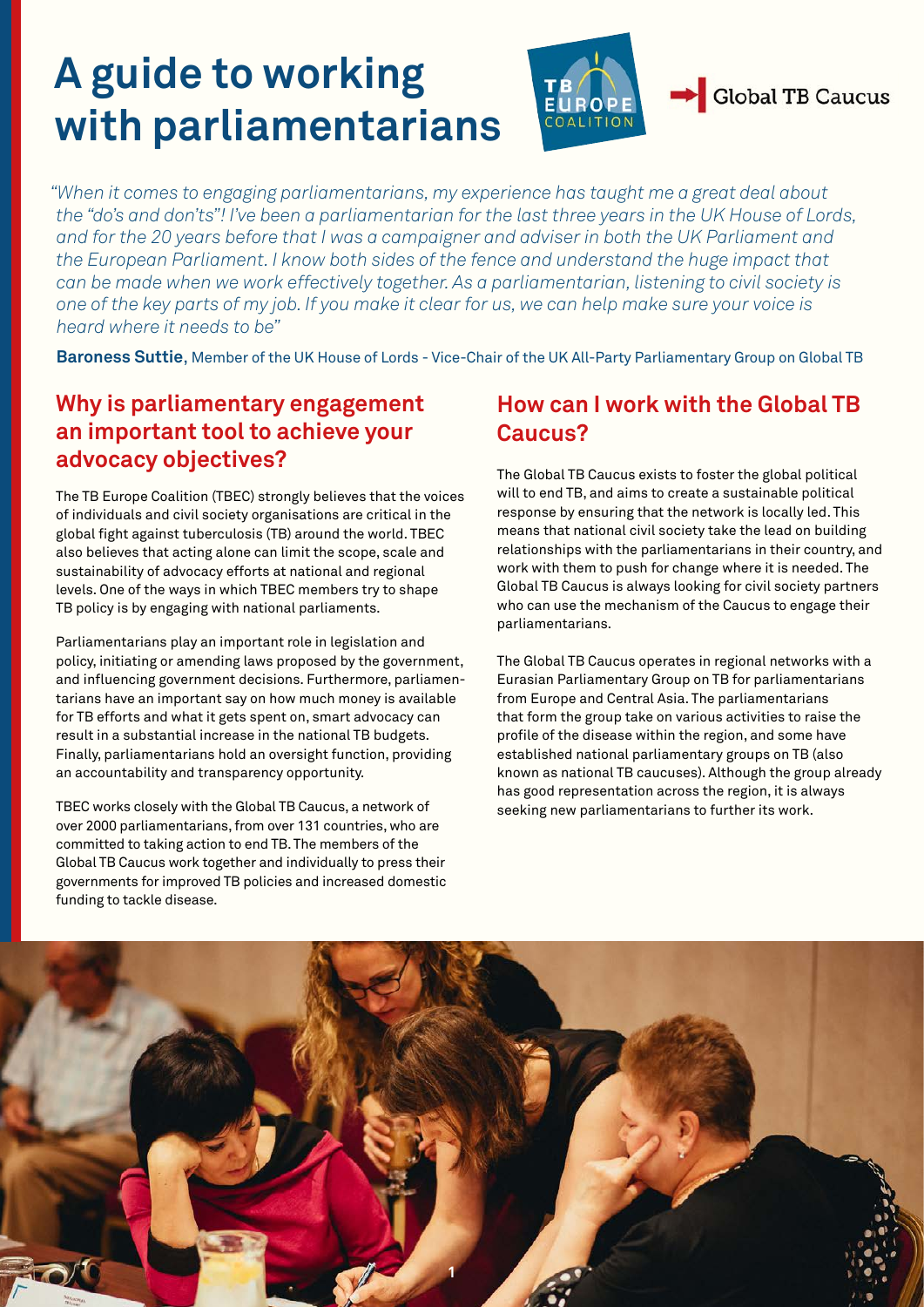# A guide to working with parliamentarians

*"When it comes to engaging parliamentarians, my experience has taught me a great deal about the "do's and don'ts"! I've been a parliamentarian for the last three years in the UK House of Lords, and for the 20 years before that I was a campaigner and adviser in both the UK Parliament and the European Parliament. I know both sides of the fence and understand the huge impact that can be made when we work effectively together. As a parliamentarian, listening to civil society is one of the key parts of my job. If you make it clear for us, we can help make sure your voice is heard where it needs to be"*

**Baroness Suttie,** Member of the UK House of Lords - Vice-Chair of the UK All-Party Parliamentary Group on Global TB

## Why is parliamentary engagement an important tool to achieve your advocacy objectives?

The TB Europe Coalition (TBEC) strongly believes that the voices of individuals and civil society organisations are critical in the global fight against tuberculosis (TB) around the world. TBEC also believes that acting alone can limit the scope, scale and sustainability of advocacy efforts at national and regional levels. One of the ways in which TBEC members try to shape TB policy is by engaging with national parliaments.

Parliamentarians play an important role in legislation and policy, initiating or amending laws proposed by the government, and influencing government decisions. Furthermore, parliamentarians have an important say on how much money is available for TB efforts and what it gets spent on, smart advocacy can result in a substantial increase in the national TB budgets. Finally, parliamentarians hold an oversight function, providing an accountability and transparency opportunity.

TBEC works closely with the Global TB Caucus, a network of over 2000 parliamentarians, from over 131 countries, who are committed to taking action to end TB. The members of the Global TB Caucus work together and individually to press their governments for improved TB policies and increased domestic funding to tackle disease.

## How can I work with the Global TB Caucus?

The Global TB Caucus exists to foster the global political will to end TB, and aims to create a sustainable political response by ensuring that the network is locally led. This means that national civil society take the lead on building relationships with the parliamentarians in their country, and work with them to push for change where it is needed. The Global TB Caucus is always looking for civil society partners who can use the mechanism of the Caucus to engage their parliamentarians.

The Global TB Caucus operates in regional networks with a Eurasian Parliamentary Group on TB for parliamentarians from Europe and Central Asia. The parliamentarians that form the group take on various activities to raise the profile of the disease within the region, and some have established national parliamentary groups on TB (also known as national TB caucuses). Although the group already has good representation across the region, it is always seeking new parliamentarians to further its work.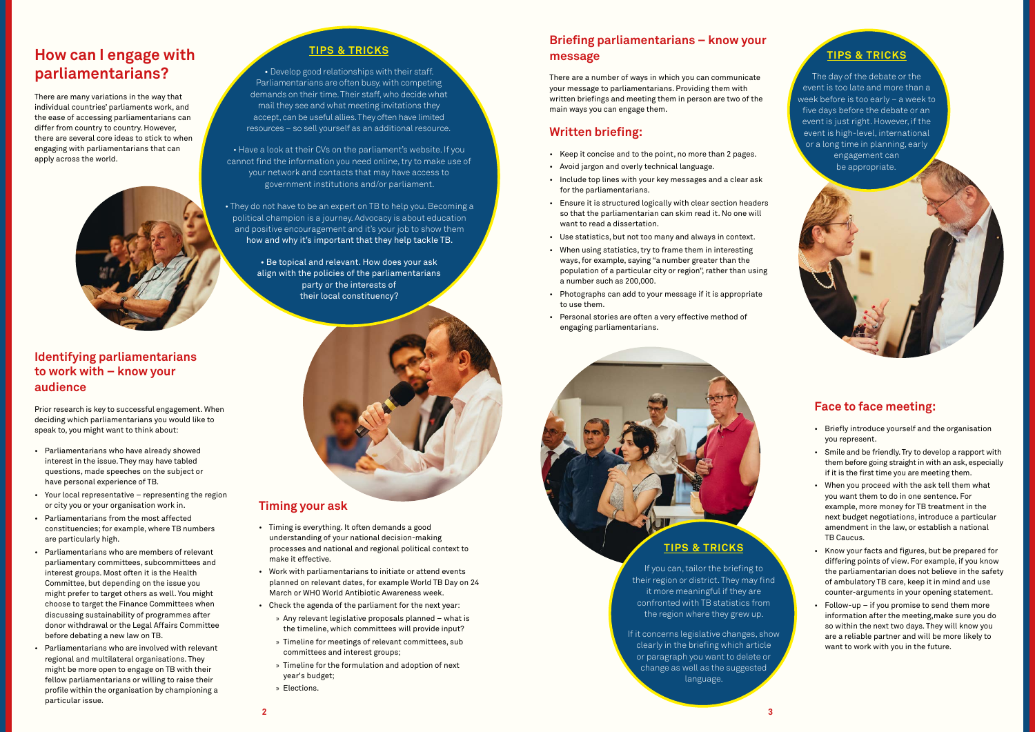## How can I engage with parliamentarians?

There are many variations in the way that individual countries' parliaments work, and the ease of accessing parliamentarians can differ from country to country. However, there are several core ideas to stick to when engaging with parliamentarians that can apply across the world.

### TIPS & TRICKS

• Develop good relationships with their staff. Parliamentarians are often busy, with competing demands on their time. Their staff, who decide what mail they see and what meeting invitations they accept, can be useful allies. They often have limited resources – so sell yourself as an additional resource.

• Have a look at their CVs on the parliament's website. If you cannot find the information you need online, try to make use of your network and contacts that may have access to government institutions and/or parliament.

• They do not have to be an expert on TB to help you. Becoming a political champion is a journey. Advocacy is about education and positive encouragement and it's your job to show them how and why it's important that they help tackle TB.

• Be topical and relevant. How does your ask align with the policies of the parliamentarians party or the interests of their local constituency?

## Identifying parliamentarians to work with – know your audience

Prior research is key to successful engagement. When deciding which parliamentarians you would like to speak to, you might want to think about:

- Parliamentarians who have already showed interest in the issue. They may have tabled questions, made speeches on the subject or have personal experience of TB.
- Your local representative – representing the region or city you or your organisation work in.
- Parliamentarians from the most affected constituencies; for example, where TB numbers are particularly high.
- Parliamentarians who are members of relevant parliamentary committees, subcommittees and interest groups. Most often it is the Health Committee, but depending on the issue you might prefer to target others as well. You might choose to target the Finance Committees when discussing sustainability of programmes after donor withdrawal or the Legal Affairs Committee before debating a new law on TB.
- Parliamentarians who are involved with relevant regional and multilateral organisations. They might be more open to engage on TB with their fellow parliamentarians or willing to raise their profile within the organisation by championing a particular issue.

## Timing your ask

- Timing is everything. It often demands a good understanding of your national decision-making processes and national and regional political context to make it effective.
- Work with parliamentarians to initiate or attend events planned on relevant dates, for example World TB Day on 24 March or WHO World Antibiotic Awareness week.
- Check the agenda of the parliament for the next year:
  - Any relevant legislative proposals planned – what is the timeline, which committees will provide input?
  - Timeline for meetings of relevant committees, sub committees and interest groups;
  - Timeline for the formulation and adoption of next year's budget;
  - Elections.

## Briefing parliamentarians – know your message

There are a number of ways in which you can communicate your message to parliamentarians. Providing them with written briefings and meeting them in person are two of the main ways you can engage them.

## Written briefing:

- Keep it concise and to the point, no more than 2 pages.
- Avoid jargon and overly technical language.
- Include top lines with your key messages and a clear ask for the parliamentarians.
- Ensure it is structured logically with clear section headers so that the parliamentarian can skim read it. No one will want to read a dissertation.
- Use statistics, but not too many and always in context.
- When using statistics, try to frame them in interesting ways, for example, saying "a number greater than the population of a particular city or region", rather than using a number such as 200,000.
- Photographs can add to your message if it is appropriate to use them.
- Personal stories are often a very effective method of engaging parliamentarians.

### TIPS & TRICKS

If you can, tailor the briefing to their region or district. They may find it more meaningful if they are confronted with TB statistics from the region where they grew up.

If it concerns legislative changes, show clearly in the briefing which article or paragraph you want to delete or change as well as the suggested language.

### TIPS & TRICKS

The day of the debate or the event is too late and more than a week before is too early – a week to five days before the debate or an event is just right. However, if the event is high-level, international or a long time in planning, early engagement can be appropriate.

## Face to face meeting:

- Briefly introduce yourself and the organisation you represent.
- Smile and be friendly. Try to develop a rapport with them before going straight in with an ask, especially if it is the first time you are meeting them.
- When you proceed with the ask tell them what you want them to do in one sentence. For example, more money for TB treatment in the next budget negotiations, introduce a particular amendment in the law, or establish a national TB Caucus.
- Know your facts and figures, but be prepared for differing points of view. For example, if you know the parliamentarian does not believe in the safety of ambulatory TB care, keep it in mind and use counter-arguments in your opening statement.
- Follow-up – if you promise to send them more information after the meeting,make sure you do so within the next two days. They will know you are a reliable partner and will be more likely to want to work with you in the future.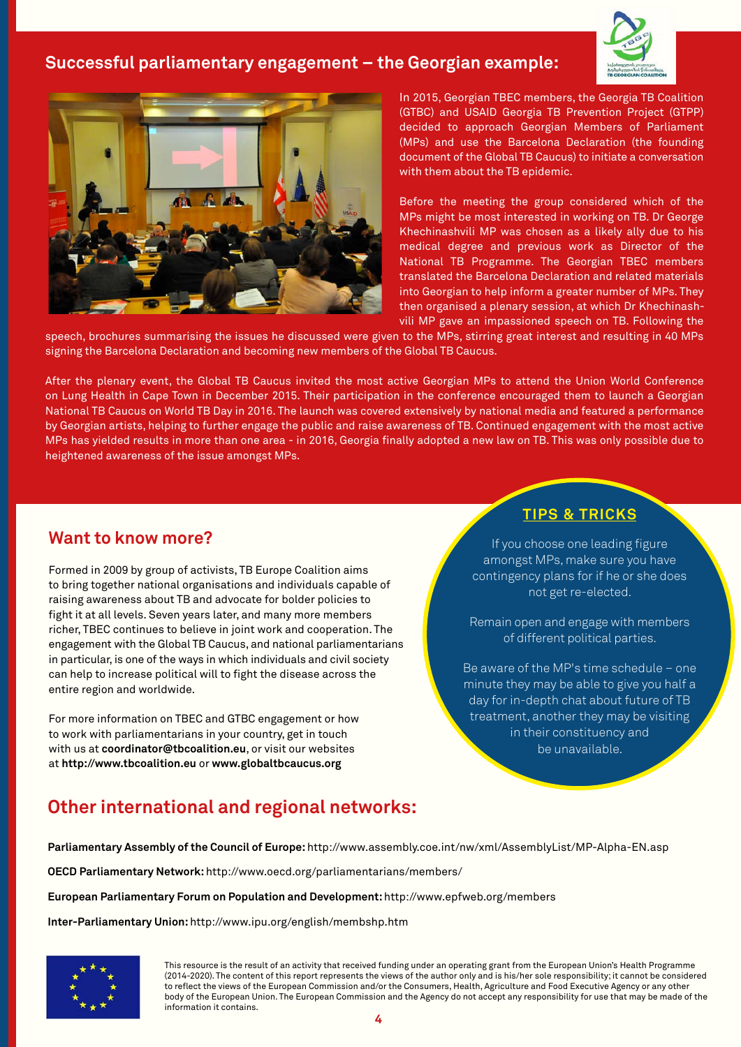## Successful parliamentary engagement – the Georgian example:

In 2015, Georgian TBEC members, the Georgia TB Coalition (GTBC) and USAID Georgia TB Prevention Project (GTPP) decided to approach Georgian Members of Parliament (MPs) and use the Barcelona Declaration (the founding document of the Global TB Caucus) to initiate a conversation with them about the TB epidemic.

Before the meeting the group considered which of the MPs might be most interested in working on TB. Dr George Khechinashvili MP was chosen as a likely ally due to his medical degree and previous work as Director of the National TB Programme. The Georgian TBEC members translated the Barcelona Declaration and related materials into Georgian to help inform a greater number of MPs. They then organised a plenary session, at which Dr Khechinashvili MP gave an impassioned speech on TB. Following the speech, brochures summarising the issues he discussed were given to the MPs, stirring great interest and resulting in 40 MPs signing the Barcelona Declaration and becoming new members of the Global TB Caucus.

After the plenary event, the Global TB Caucus invited the most active Georgian MPs to attend the Union World Conference on Lung Health in Cape Town in December 2015. Their participation in the conference encouraged them to launch a Georgian National TB Caucus on World TB Day in 2016. The launch was covered extensively by national media and featured a performance by Georgian artists, helping to further engage the public and raise awareness of TB. Continued engagement with the most active MPs has yielded results in more than one area - in 2016, Georgia finally adopted a new law on TB. This was only possible due to heightened awareness of the issue amongst MPs.

## Want to know more?

Formed in 2009 by group of activists, TB Europe Coalition aims to bring together national organisations and individuals capable of raising awareness about TB and advocate for bolder policies to fight it at all levels. Seven years later, and many more members richer, TBEC continues to believe in joint work and cooperation. The engagement with the Global TB Caucus, and national parliamentarians in particular, is one of the ways in which individuals and civil society can help to increase political will to fight the disease across the entire region and worldwide.

For more information on TBEC and GTBC engagement or how to work with parliamentarians in your country, get in touch with us at **coordinator@tbcoalition.eu**, or visit our websites at **http://www.tbcoalition.eu** or **www.globaltbcaucus.org**

### TIPS & TRICKS

If you choose one leading figure amongst MPs, make sure you have contingency plans for if he or she does not get re-elected.

Remain open and engage with members of different political parties.

Be aware of the MP's time schedule – one minute they may be able to give you half a day for in-depth chat about future of TB treatment, another they may be visiting in their constituency and be unavailable.

## Other international and regional networks:

**Parliamentary Assembly of the Council of Europe:** http://www.assembly.coe.int/nw/xml/AssemblyList/MP-Alpha-EN.asp

**OECD Parliamentary Network:** http://www.oecd.org/parliamentarians/members/

**European Parliamentary Forum on Population and Development:** http://www.epfweb.org/members

**Inter-Parliamentary Union:** http://www.ipu.org/english/membshp.htm

This resource is the result of an activity that received funding under an operating grant from the European Union's Health Programme (2014-2020). The content of this report represents the views of the author only and is his/her sole responsibility; it cannot be considered to reflect the views of the European Commission and/or the Consumers, Health, Agriculture and Food Executive Agency or any other body of the European Union. The European Commission and the Agency do not accept any responsibility for use that may be made of the information it contains.